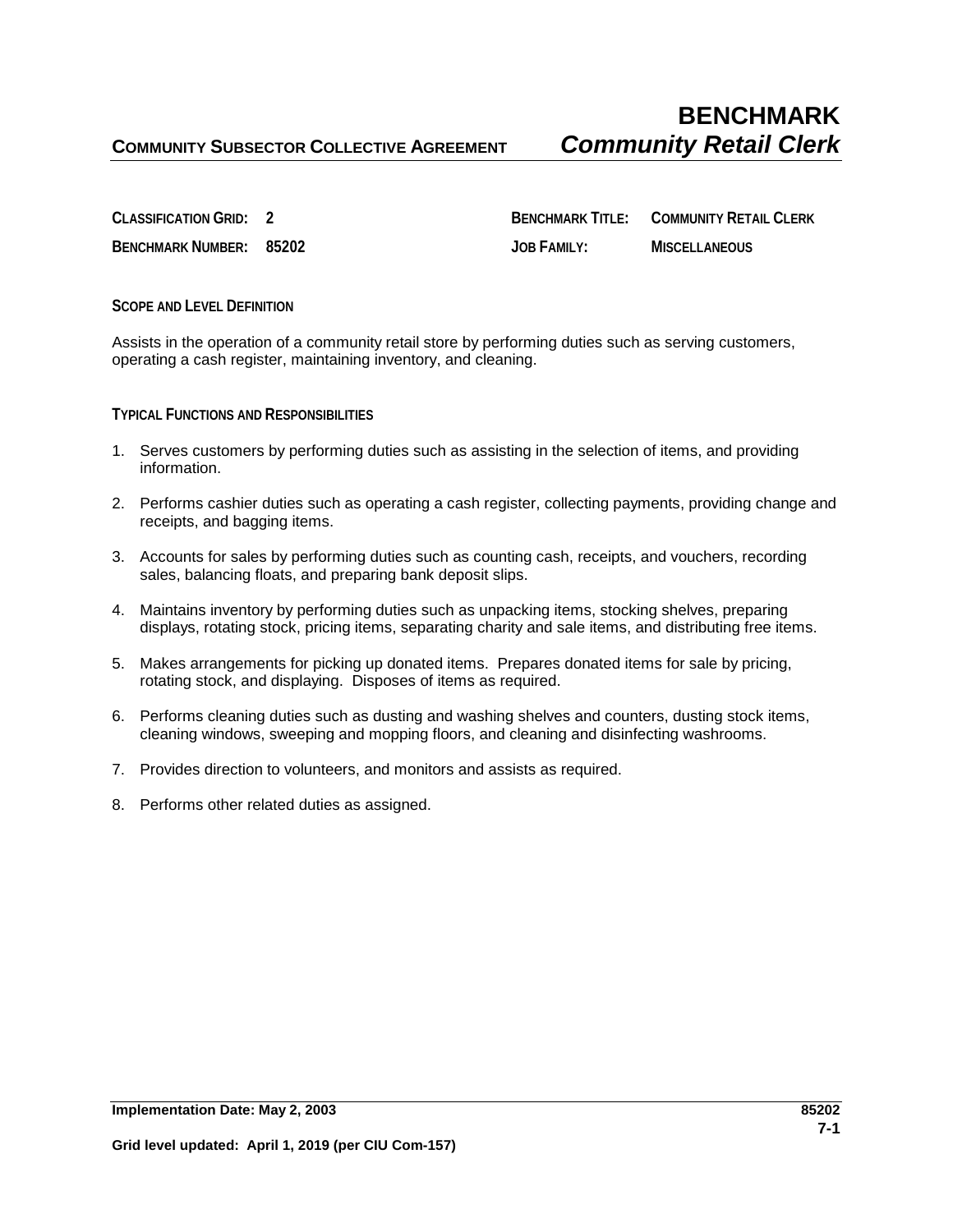# BENCHMARK

**COMMUNITY SUBSECTOR COLLECTIVE AGREEMENT** ***Community Retail Clerk***

| | | | |
|---|---|---|---|
| **CLASSIFICATION GRID:** | **2** | **BENCHMARK TITLE:** | **COMMUNITY RETAIL CLERK** |
| **BENCHMARK NUMBER:** | **85202** | **JOB FAMILY:** | **MISCELLANEOUS** |

## SCOPE AND LEVEL DEFINITION

Assists in the operation of a community retail store by performing duties such as serving customers, operating a cash register, maintaining inventory, and cleaning.

## TYPICAL FUNCTIONS AND RESPONSIBILITIES

1. Serves customers by performing duties such as assisting in the selection of items, and providing information.
2. Performs cashier duties such as operating a cash register, collecting payments, providing change and receipts, and bagging items.
3. Accounts for sales by performing duties such as counting cash, receipts, and vouchers, recording sales, balancing floats, and preparing bank deposit slips.
4. Maintains inventory by performing duties such as unpacking items, stocking shelves, preparing displays, rotating stock, pricing items, separating charity and sale items, and distributing free items.
5. Makes arrangements for picking up donated items. Prepares donated items for sale by pricing, rotating stock, and displaying. Disposes of items as required.
6. Performs cleaning duties such as dusting and washing shelves and counters, dusting stock items, cleaning windows, sweeping and mopping floors, and cleaning and disinfecting washrooms.
7. Provides direction to volunteers, and monitors and assists as required.
8. Performs other related duties as assigned.

**Implementation Date: May 2, 2003**

**Grid level updated: April 1, 2019 (per CIU Com-157)**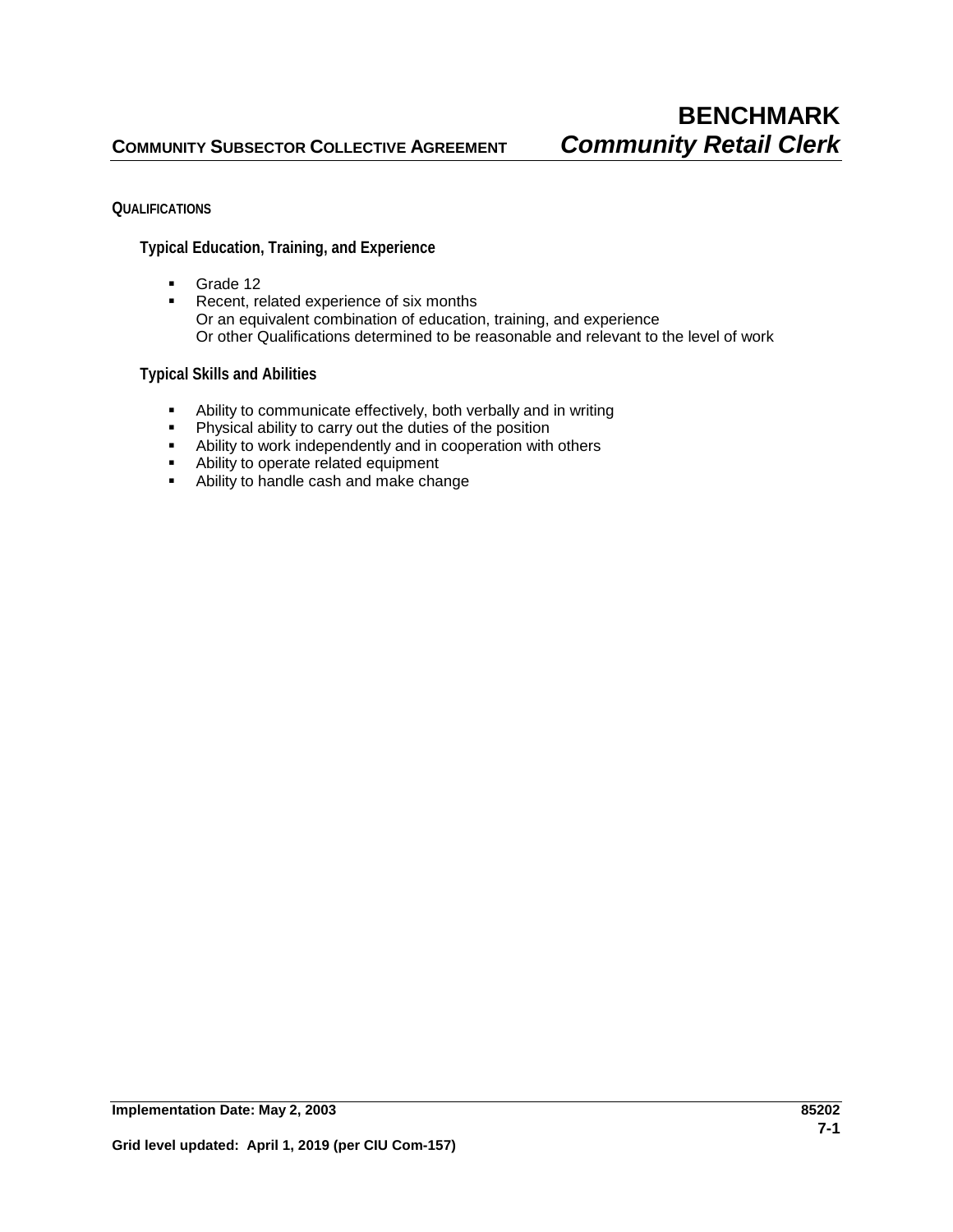## QUALIFICATIONS

### Typical Education, Training, and Experience

- Grade 12
- Recent, related experience of six months
  Or an equivalent combination of education, training, and experience
  Or other Qualifications determined to be reasonable and relevant to the level of work

### Typical Skills and Abilities

- Ability to communicate effectively, both verbally and in writing
- Physical ability to carry out the duties of the position
- Ability to work independently and in cooperation with others
- Ability to operate related equipment
- Ability to handle cash and make change